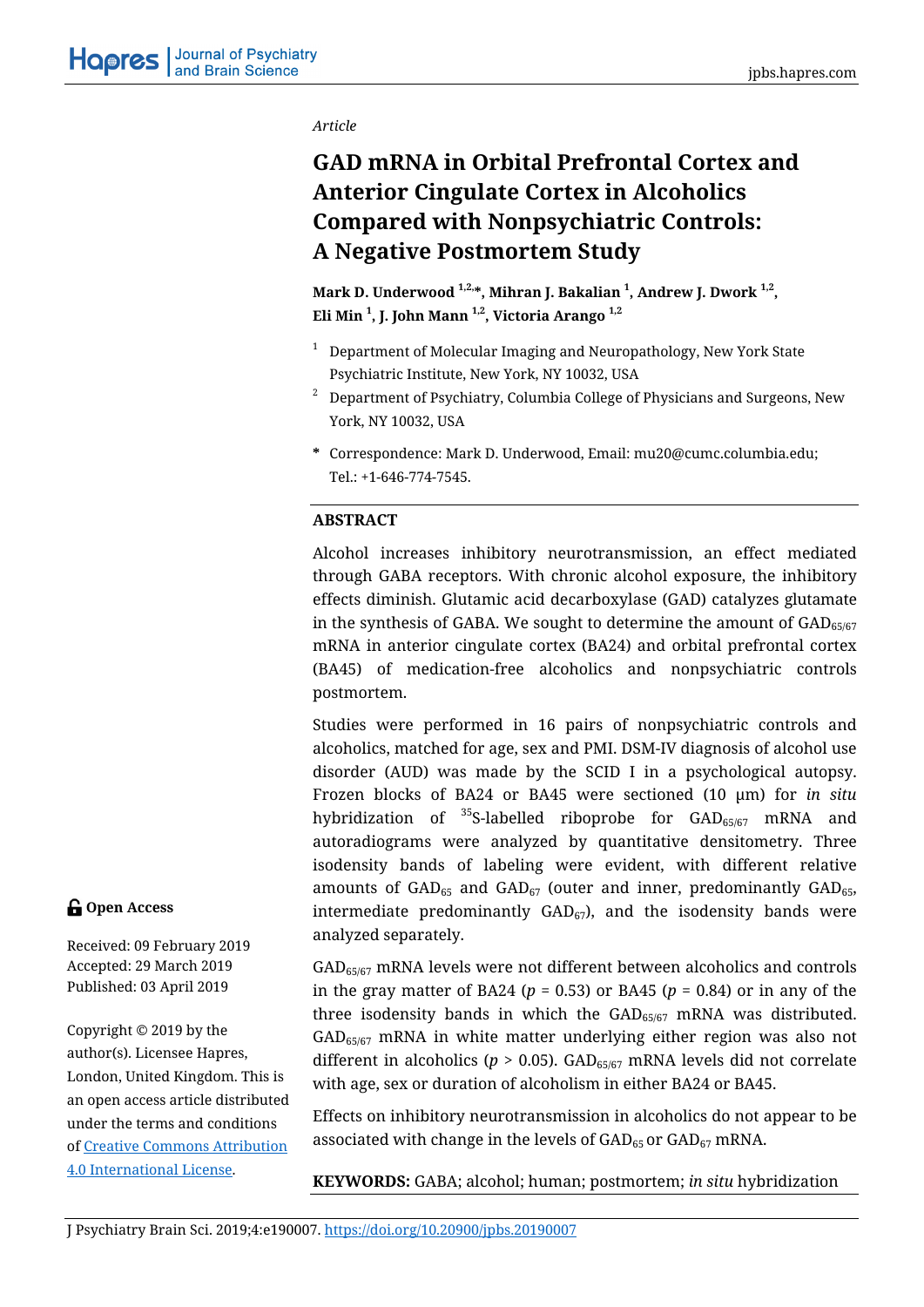*Article*

# GAD mRNA in Orbital Prefrontal Cortex and Anterior Cingulate Cortex in Alcoholics Compared with Nonpsychiatric Controls: A Negative Postmortem Study

**Mark D. Underwood [1,2,*], Mihran J. Bakalian [1], Andrew J. Dwork [1,2], Eli Min [1], J. John Mann [1,2], Victoria Arango [1,2]**

[1] Department of Molecular Imaging and Neuropathology, New York State Psychiatric Institute, New York, NY 10032, USA

[2] Department of Psychiatry, Columbia College of Physicians and Surgeons, New York, NY 10032, USA

\* Correspondence: Mark D. Underwood, Email: mu20@cumc.columbia.edu; Tel.: +1-646-774-7545.

## ABSTRACT

Alcohol increases inhibitory neurotransmission, an effect mediated through GABA receptors. With chronic alcohol exposure, the inhibitory effects diminish. Glutamic acid decarboxylase (GAD) catalyzes glutamate in the synthesis of GABA. We sought to determine the amount of $GAD_{65/67}$ mRNA in anterior cingulate cortex (BA24) and orbital prefrontal cortex (BA45) of medication-free alcoholics and nonpsychiatric controls postmortem.

Studies were performed in 16 pairs of nonpsychiatric controls and alcoholics, matched for age, sex and PMI. DSM-IV diagnosis of alcohol use disorder (AUD) was made by the SCID I in a psychological autopsy. Frozen blocks of BA24 or BA45 were sectioned (10 µm) for *in situ* hybridization of $^{35}$S-labelled riboprobe for $GAD_{65/67}$ mRNA and autoradiograms were analyzed by quantitative densitometry. Three isodensity bands of labeling were evident, with different relative amounts of $GAD_{65}$ and $GAD_{67}$ (outer and inner, predominantly $GAD_{65}$, intermediate predominantly $GAD_{67}$), and the isodensity bands were analyzed separately.

$GAD_{65/67}$ mRNA levels were not different between alcoholics and controls in the gray matter of BA24 ($p$ = 0.53) or BA45 ($p$ = 0.84) or in any of the three isodensity bands in which the $GAD_{65/67}$ mRNA was distributed. $GAD_{65/67}$ mRNA in white matter underlying either region was also not different in alcoholics ($p$ > 0.05). $GAD_{65/67}$ mRNA levels did not correlate with age, sex or duration of alcoholism in either BA24 or BA45.

Effects on inhibitory neurotransmission in alcoholics do not appear to be associated with change in the levels of $GAD_{65}$ or $GAD_{67}$ mRNA.

**KEYWORDS:** GABA; alcohol; human; postmortem; *in situ* hybridization

**Open Access**

Received: 09 February 2019
Accepted: 29 March 2019
Published: 03 April 2019

Copyright © 2019 by the author(s). Licensee Hapres, London, United Kingdom. This is an open access article distributed under the terms and conditions of [Creative Commons Attribution 4.0 International License](https://creativecommons.org/licenses/by/4.0/).

J Psychiatry Brain Sci. 2019;4:e190007. https://doi.org/10.20900/jpbs.20190007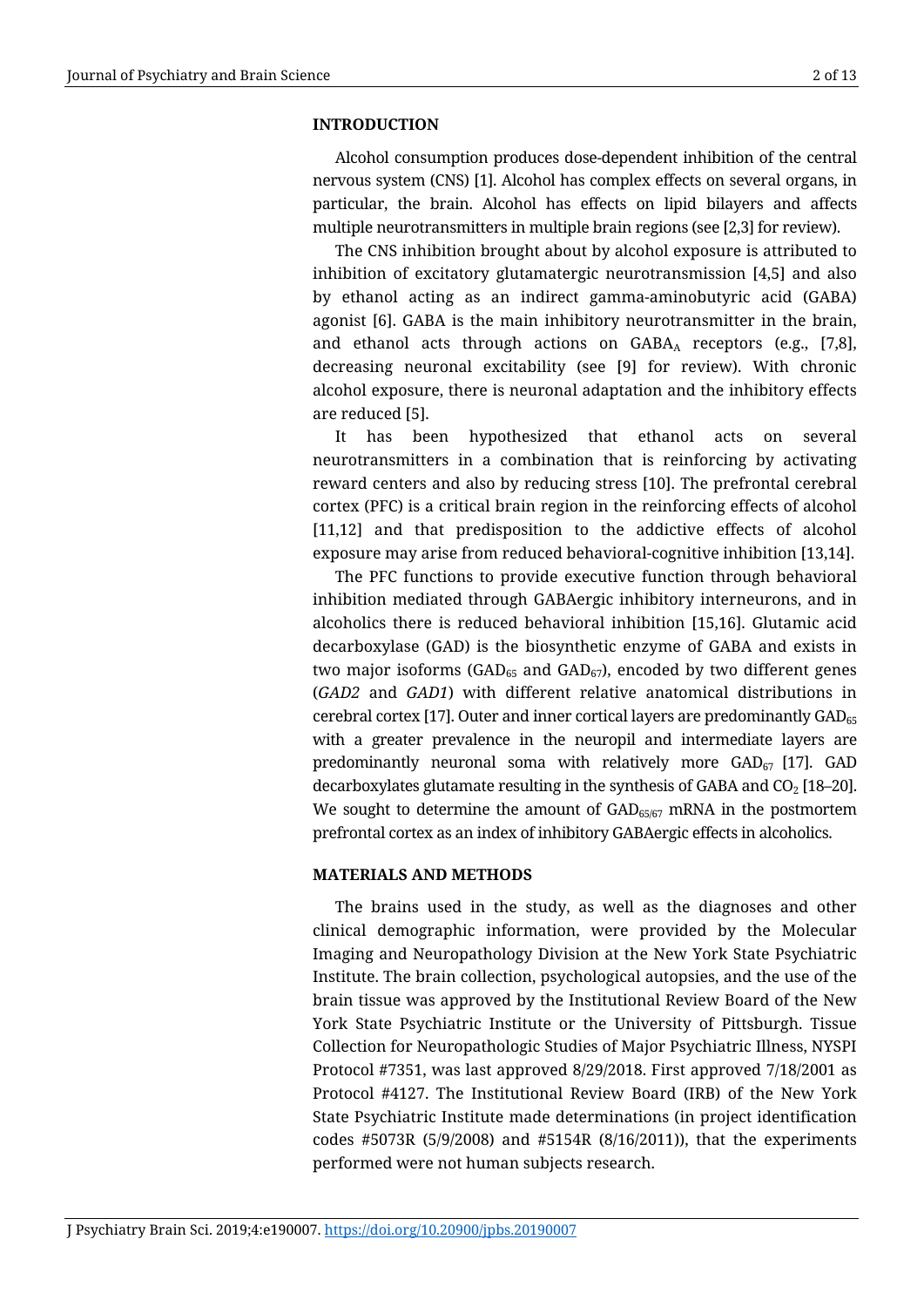## INTRODUCTION

Alcohol consumption produces dose-dependent inhibition of the central nervous system (CNS) [1]. Alcohol has complex effects on several organs, in particular, the brain. Alcohol has effects on lipid bilayers and affects multiple neurotransmitters in multiple brain regions (see [2,3] for review).

The CNS inhibition brought about by alcohol exposure is attributed to inhibition of excitatory glutamatergic neurotransmission [4,5] and also by ethanol acting as an indirect gamma-aminobutyric acid (GABA) agonist [6]. GABA is the main inhibitory neurotransmitter in the brain, and ethanol acts through actions on $GABA_A$ receptors (e.g., [7,8], decreasing neuronal excitability (see [9] for review). With chronic alcohol exposure, there is neuronal adaptation and the inhibitory effects are reduced [5].

It has been hypothesized that ethanol acts on several neurotransmitters in a combination that is reinforcing by activating reward centers and also by reducing stress [10]. The prefrontal cerebral cortex (PFC) is a critical brain region in the reinforcing effects of alcohol [11,12] and that predisposition to the addictive effects of alcohol exposure may arise from reduced behavioral-cognitive inhibition [13,14].

The PFC functions to provide executive function through behavioral inhibition mediated through GABAergic inhibitory interneurons, and in alcoholics there is reduced behavioral inhibition [15,16]. Glutamic acid decarboxylase (GAD) is the biosynthetic enzyme of GABA and exists in two major isoforms ($GAD_{65}$ and $GAD_{67}$), encoded by two different genes (*GAD2* and *GAD1*) with different relative anatomical distributions in cerebral cortex [17]. Outer and inner cortical layers are predominantly $GAD_{65}$ with a greater prevalence in the neuropil and intermediate layers are predominantly neuronal soma with relatively more $GAD_{67}$ [17]. GAD decarboxylates glutamate resulting in the synthesis of GABA and $CO_2$ [18–20]. We sought to determine the amount of $GAD_{65/67}$ mRNA in the postmortem prefrontal cortex as an index of inhibitory GABAergic effects in alcoholics.

## MATERIALS AND METHODS

The brains used in the study, as well as the diagnoses and other clinical demographic information, were provided by the Molecular Imaging and Neuropathology Division at the New York State Psychiatric Institute. The brain collection, psychological autopsies, and the use of the brain tissue was approved by the Institutional Review Board of the New York State Psychiatric Institute or the University of Pittsburgh. Tissue Collection for Neuropathologic Studies of Major Psychiatric Illness, NYSPI Protocol #7351, was last approved 8/29/2018. First approved 7/18/2001 as Protocol #4127. The Institutional Review Board (IRB) of the New York State Psychiatric Institute made determinations (in project identification codes #5073R (5/9/2008) and #5154R (8/16/2011)), that the experiments performed were not human subjects research.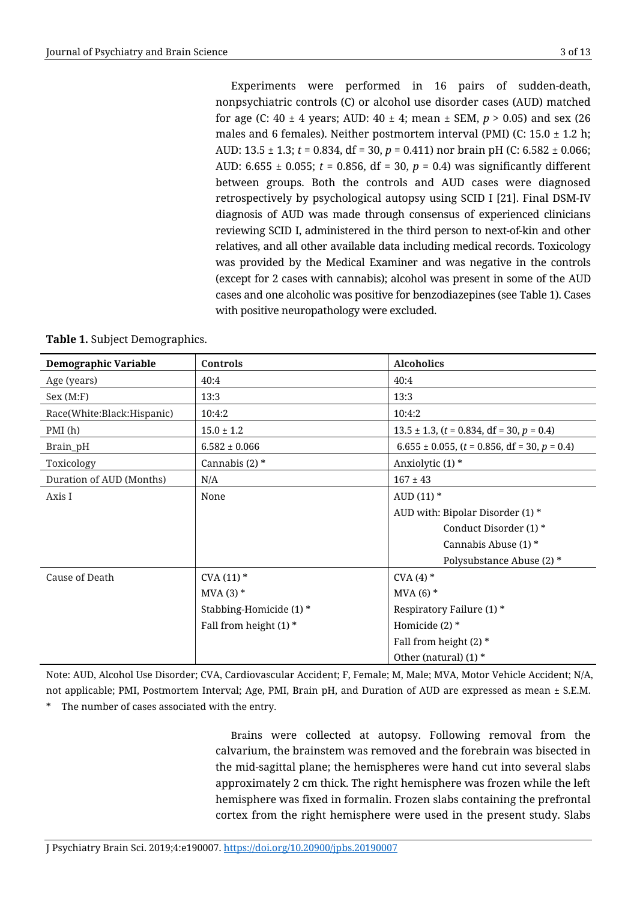Experiments were performed in 16 pairs of sudden-death, nonpsychiatric controls (C) or alcohol use disorder cases (AUD) matched for age (C: 40 ± 4 years; AUD: 40 ± 4; mean ± SEM, $p > 0.05$) and sex (26 males and 6 females). Neither postmortem interval (PMI) (C: 15.0 ± 1.2 h; AUD: 13.5 ± 1.3; $t = 0.834$, df = 30, $p = 0.411$) nor brain pH (C: 6.582 ± 0.066; AUD: 6.655 ± 0.055; $t = 0.856$, df = 30, $p = 0.4$) was significantly different between groups. Both the controls and AUD cases were diagnosed retrospectively by psychological autopsy using SCID I [21]. Final DSM-IV diagnosis of AUD was made through consensus of experienced clinicians reviewing SCID I, administered in the third person to next-of-kin and other relatives, and all other available data including medical records. Toxicology was provided by the Medical Examiner and was negative in the controls (except for 2 cases with cannabis); alcohol was present in some of the AUD cases and one alcoholic was positive for benzodiazepines (see Table 1). Cases with positive neuropathology were excluded.

**Table 1.** Subject Demographics.

| Demographic Variable | Controls | Alcoholics |
|---|---|---|
| Age (years) | 40:4 | 40:4 |
| Sex (M:F) | 13:3 | 13:3 |
| Race(White:Black:Hispanic) | 10:4:2 | 10:4:2 |
| PMI (h) | 15.0 ± 1.2 | 13.5 ± 1.3, ($t = 0.834$, df = 30, $p = 0.4$) |
| Brain_pH | 6.582 ± 0.066 | 6.655 ± 0.055, ($t = 0.856$, df = 30, $p = 0.4$) |
| Toxicology | Cannabis (2) * | Anxiolytic (1) * |
| Duration of AUD (Months) | N/A | 167 ± 43 |
| Axis I | None | AUD (11) * |
| | | AUD with: Bipolar Disorder (1) * |
| | | Conduct Disorder (1) * |
| | | Cannabis Abuse (1) * |
| | | Polysubstance Abuse (2) * |
| Cause of Death | CVA (11) * | CVA (4) * |
| | MVA (3) * | MVA (6) * |
| | Stabbing-Homicide (1) * | Respiratory Failure (1) * |
| | Fall from height (1) * | Homicide (2) * |
| | | Fall from height (2) * |
| | | Other (natural) (1) * |

Note: AUD, Alcohol Use Disorder; CVA, Cardiovascular Accident; F, Female; M, Male; MVA, Motor Vehicle Accident; N/A, not applicable; PMI, Postmortem Interval; Age, PMI, Brain pH, and Duration of AUD are expressed as mean ± S.E.M.
* The number of cases associated with the entry.

Brains were collected at autopsy. Following removal from the calvarium, the brainstem was removed and the forebrain was bisected in the mid-sagittal plane; the hemispheres were hand cut into several slabs approximately 2 cm thick. The right hemisphere was frozen while the left hemisphere was fixed in formalin. Frozen slabs containing the prefrontal cortex from the right hemisphere were used in the present study. Slabs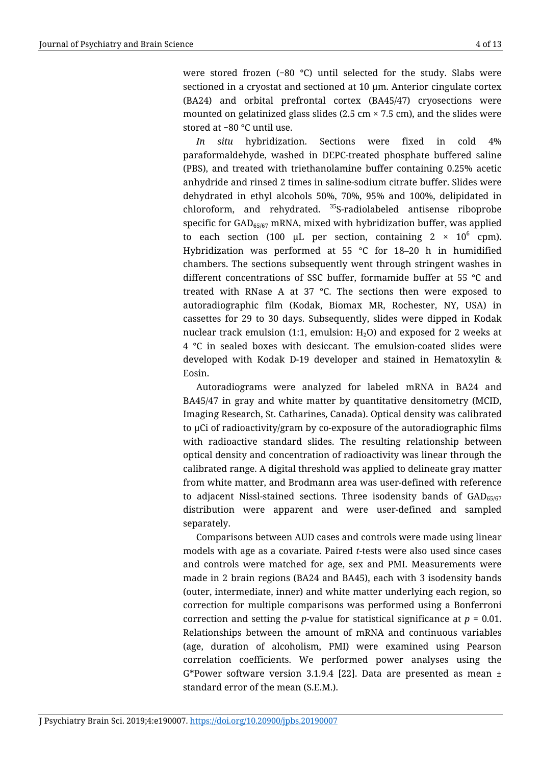were stored frozen (−80 °C) until selected for the study. Slabs were sectioned in a cryostat and sectioned at 10 µm. Anterior cingulate cortex (BA24) and orbital prefrontal cortex (BA45/47) cryosections were mounted on gelatinized glass slides (2.5 cm × 7.5 cm), and the slides were stored at −80 °C until use.

*In situ* hybridization. Sections were fixed in cold 4% paraformaldehyde, washed in DEPC-treated phosphate buffered saline (PBS), and treated with triethanolamine buffer containing 0.25% acetic anhydride and rinsed 2 times in saline-sodium citrate buffer. Slides were dehydrated in ethyl alcohols 50%, 70%, 95% and 100%, delipidated in chloroform, and rehydrated. $^{35}$S-radiolabeled antisense riboprobe specific for $GAD_{65/67}$ mRNA, mixed with hybridization buffer, was applied to each section (100 µL per section, containing $2 \times 10^6$ cpm). Hybridization was performed at 55 °C for 18–20 h in humidified chambers. The sections subsequently went through stringent washes in different concentrations of SSC buffer, formamide buffer at 55 °C and treated with RNase A at 37 °C. The sections then were exposed to autoradiographic film (Kodak, Biomax MR, Rochester, NY, USA) in cassettes for 29 to 30 days. Subsequently, slides were dipped in Kodak nuclear track emulsion (1:1, emulsion: $H_2O$) and exposed for 2 weeks at 4 °C in sealed boxes with desiccant. The emulsion-coated slides were developed with Kodak D-19 developer and stained in Hematoxylin & Eosin.

Autoradiograms were analyzed for labeled mRNA in BA24 and BA45/47 in gray and white matter by quantitative densitometry (MCID, Imaging Research, St. Catharines, Canada). Optical density was calibrated to µCi of radioactivity/gram by co-exposure of the autoradiographic films with radioactive standard slides. The resulting relationship between optical density and concentration of radioactivity was linear through the calibrated range. A digital threshold was applied to delineate gray matter from white matter, and Brodmann area was user-defined with reference to adjacent Nissl-stained sections. Three isodensity bands of $GAD_{65/67}$ distribution were apparent and were user-defined and sampled separately.

Comparisons between AUD cases and controls were made using linear models with age as a covariate. Paired *t*-tests were also used since cases and controls were matched for age, sex and PMI. Measurements were made in 2 brain regions (BA24 and BA45), each with 3 isodensity bands (outer, intermediate, inner) and white matter underlying each region, so correction for multiple comparisons was performed using a Bonferroni correction and setting the *p*-value for statistical significance at $p = 0.01$. Relationships between the amount of mRNA and continuous variables (age, duration of alcoholism, PMI) were examined using Pearson correlation coefficients. We performed power analyses using the G*Power software version 3.1.9.4 [22]. Data are presented as mean ± standard error of the mean (S.E.M.).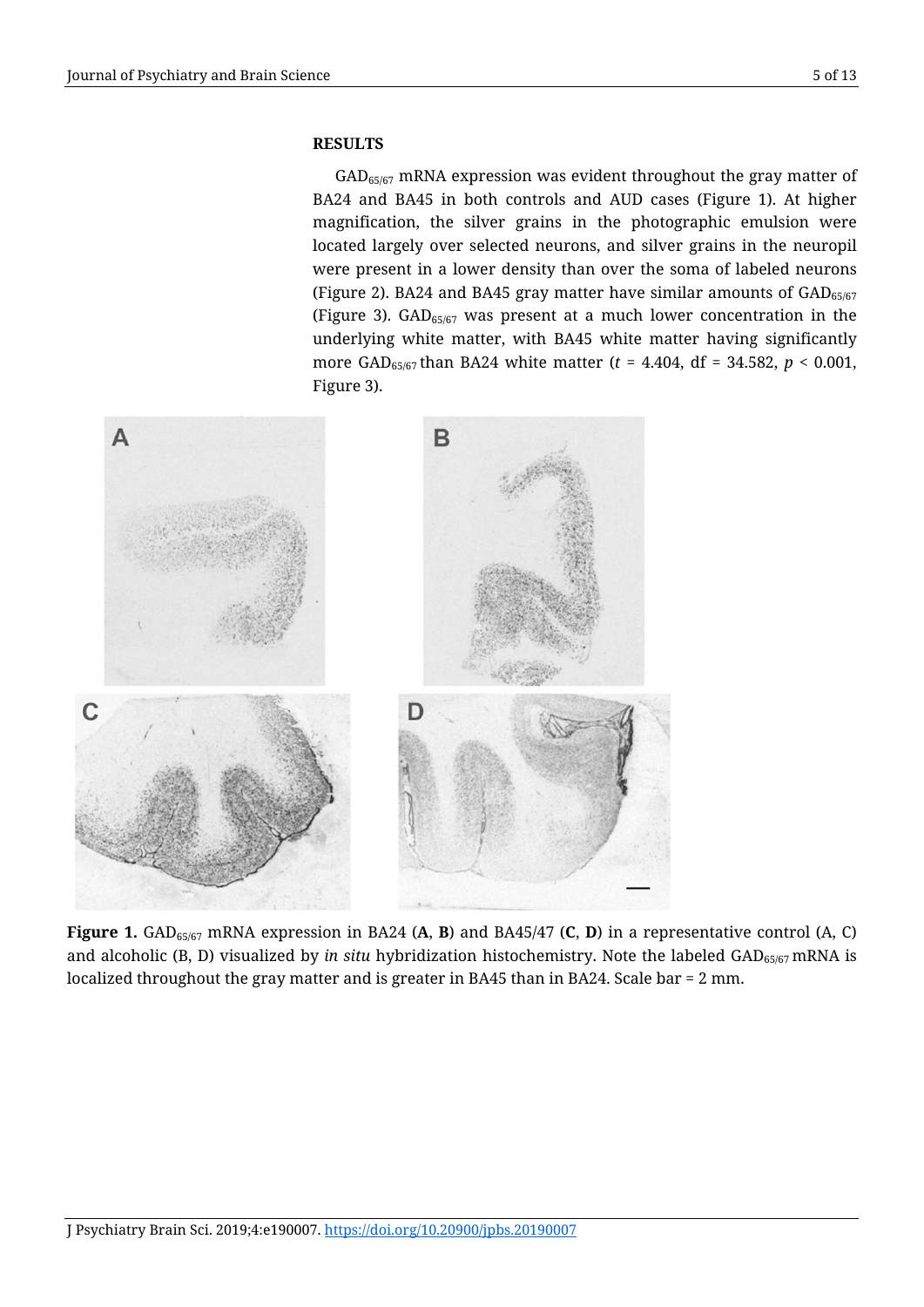## RESULTS

$GAD_{65/67}$ mRNA expression was evident throughout the gray matter of BA24 and BA45 in both controls and AUD cases (Figure 1). At higher magnification, the silver grains in the photographic emulsion were located largely over selected neurons, and silver grains in the neuropil were present in a lower density than over the soma of labeled neurons (Figure 2). BA24 and BA45 gray matter have similar amounts of $GAD_{65/67}$ (Figure 3). $GAD_{65/67}$ was present at a much lower concentration in the underlying white matter, with BA45 white matter having significantly more $GAD_{65/67}$ than BA24 white matter ($t = 4.404$, df = 34.582, $p < 0.001$, Figure 3).

**Figure 1.** $GAD_{65/67}$ mRNA expression in BA24 (**A**, **B**) and BA45/47 (**C**, **D**) in a representative control (A, C) and alcoholic (B, D) visualized by *in situ* hybridization histochemistry. Note the labeled $GAD_{65/67}$ mRNA is localized throughout the gray matter and is greater in BA45 than in BA24. Scale bar = 2 mm.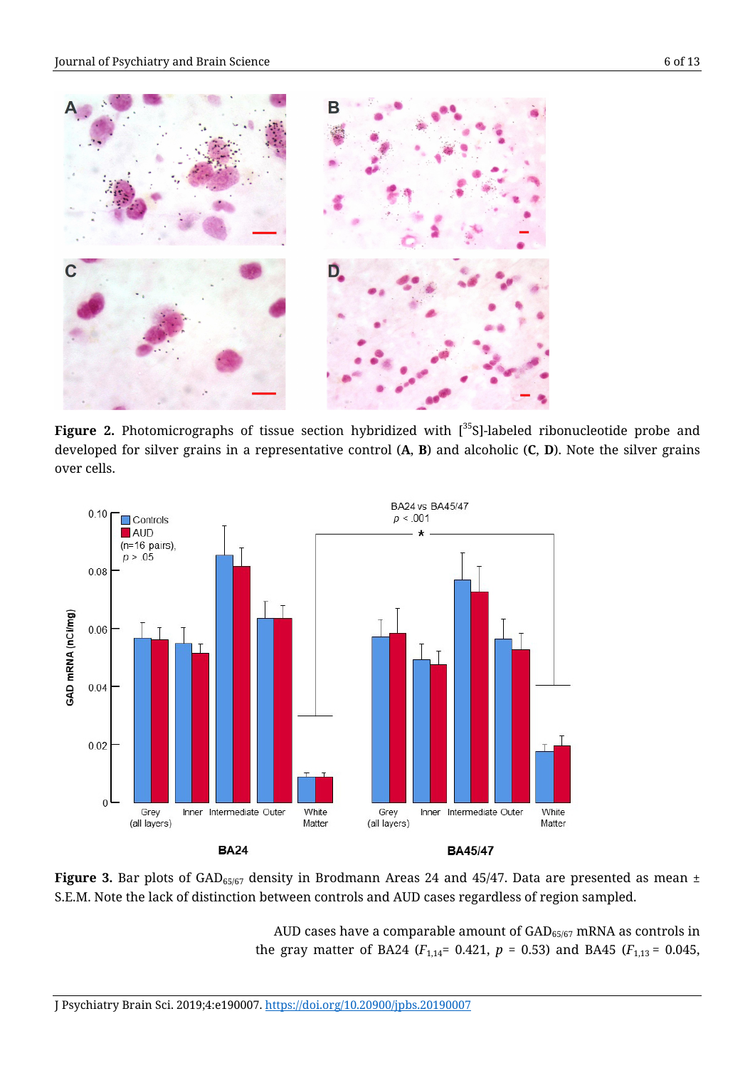**Figure 2.** Photomicrographs of tissue section hybridized with [$^{35}$S]-labeled ribonucleotide probe and developed for silver grains in a representative control (**A**, **B**) and alcoholic (**C**, **D**). Note the silver grains over cells.

**Figure 3.** Bar plots of $GAD_{65/67}$ density in Brodmann Areas 24 and 45/47. Data are presented as mean ± S.E.M. Note the lack of distinction between controls and AUD cases regardless of region sampled.

AUD cases have a comparable amount of $GAD_{65/67}$ mRNA as controls in the gray matter of BA24 ($F_{1,14}$= 0.421, $p$ = 0.53) and BA45 ($F_{1,13}$ = 0.045,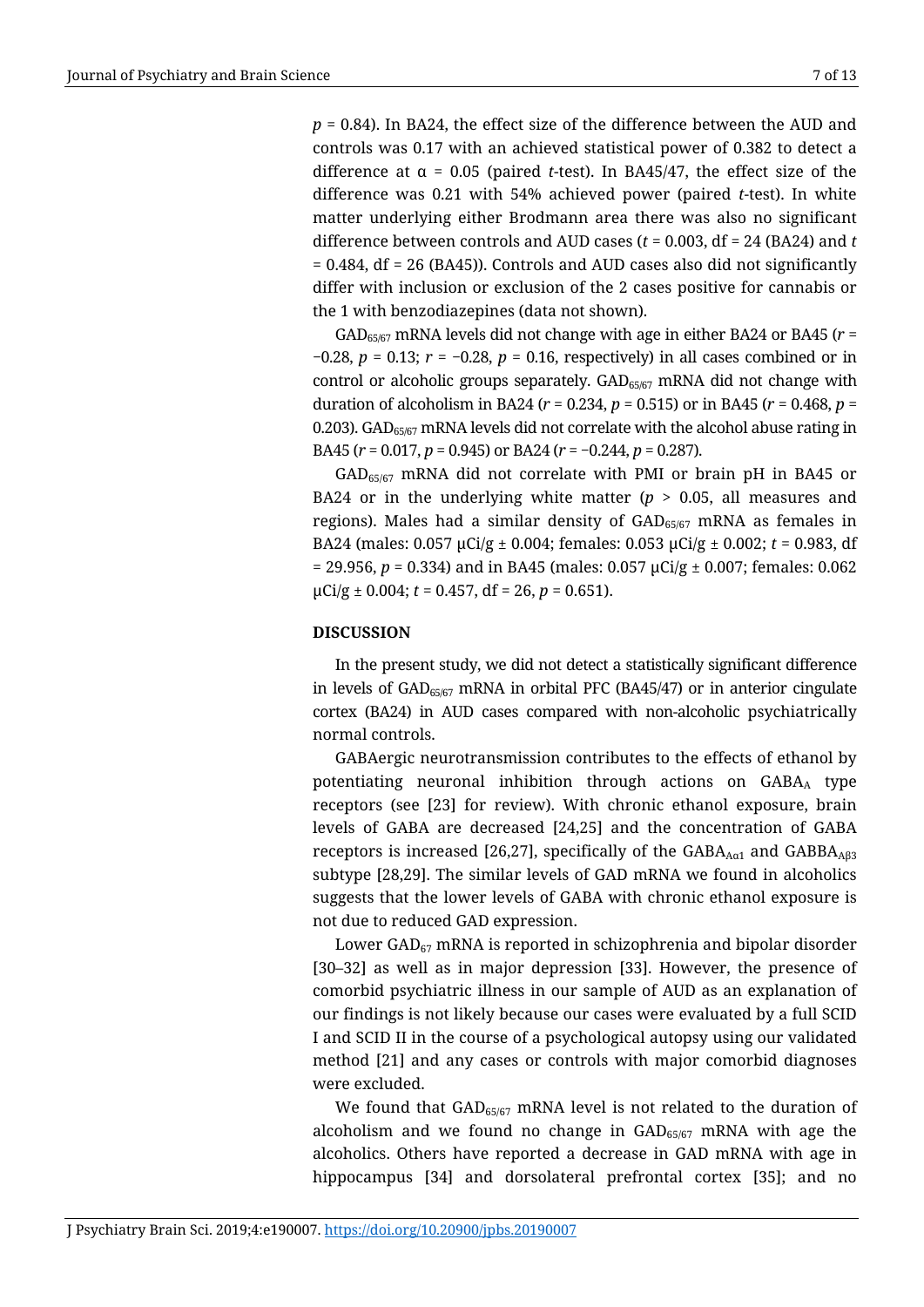$p = 0.84$). In BA24, the effect size of the difference between the AUD and controls was 0.17 with an achieved statistical power of 0.382 to detect a difference at $\alpha = 0.05$ (paired *t*-test). In BA45/47, the effect size of the difference was 0.21 with 54% achieved power (paired *t*-test). In white matter underlying either Brodmann area there was also no significant difference between controls and AUD cases ($t = 0.003$, df = 24 (BA24) and $t = 0.484$, df = 26 (BA45)). Controls and AUD cases also did not significantly differ with inclusion or exclusion of the 2 cases positive for cannabis or the 1 with benzodiazepines (data not shown).

$GAD_{65/67}$ mRNA levels did not change with age in either BA24 or BA45 ($r = -0.28$, $p = 0.13$; $r = -0.28$, $p = 0.16$, respectively) in all cases combined or in control or alcoholic groups separately. $GAD_{65/67}$ mRNA did not change with duration of alcoholism in BA24 ($r = 0.234$, $p = 0.515$) or in BA45 ($r = 0.468$, $p = 0.203$). $GAD_{65/67}$ mRNA levels did not correlate with the alcohol abuse rating in BA45 ($r = 0.017$, $p = 0.945$) or BA24 ($r = -0.244$, $p = 0.287$).

$GAD_{65/67}$ mRNA did not correlate with PMI or brain pH in BA45 or BA24 or in the underlying white matter ($p > 0.05$, all measures and regions). Males had a similar density of $GAD_{65/67}$ mRNA as females in BA24 (males: 0.057 μCi/g ± 0.004; females: 0.053 μCi/g ± 0.002; $t = 0.983$, df = 29.956, $p = 0.334$) and in BA45 (males: 0.057 μCi/g ± 0.007; females: 0.062 μCi/g ± 0.004; $t = 0.457$, df = 26, $p = 0.651$).

## DISCUSSION

In the present study, we did not detect a statistically significant difference in levels of $GAD_{65/67}$ mRNA in orbital PFC (BA45/47) or in anterior cingulate cortex (BA24) in AUD cases compared with non-alcoholic psychiatrically normal controls.

GABAergic neurotransmission contributes to the effects of ethanol by potentiating neuronal inhibition through actions on $GABA_A$ type receptors (see [23] for review). With chronic ethanol exposure, brain levels of GABA are decreased [24,25] and the concentration of GABA receptors is increased [26,27], specifically of the $GABA_{A\alpha1}$ and $GABBA_{A\beta3}$ subtype [28,29]. The similar levels of GAD mRNA we found in alcoholics suggests that the lower levels of GABA with chronic ethanol exposure is not due to reduced GAD expression.

Lower $GAD_{67}$ mRNA is reported in schizophrenia and bipolar disorder [30–32] as well as in major depression [33]. However, the presence of comorbid psychiatric illness in our sample of AUD as an explanation of our findings is not likely because our cases were evaluated by a full SCID I and SCID II in the course of a psychological autopsy using our validated method [21] and any cases or controls with major comorbid diagnoses were excluded.

We found that $GAD_{65/67}$ mRNA level is not related to the duration of alcoholism and we found no change in $GAD_{65/67}$ mRNA with age the alcoholics. Others have reported a decrease in GAD mRNA with age in hippocampus [34] and dorsolateral prefrontal cortex [35]; and no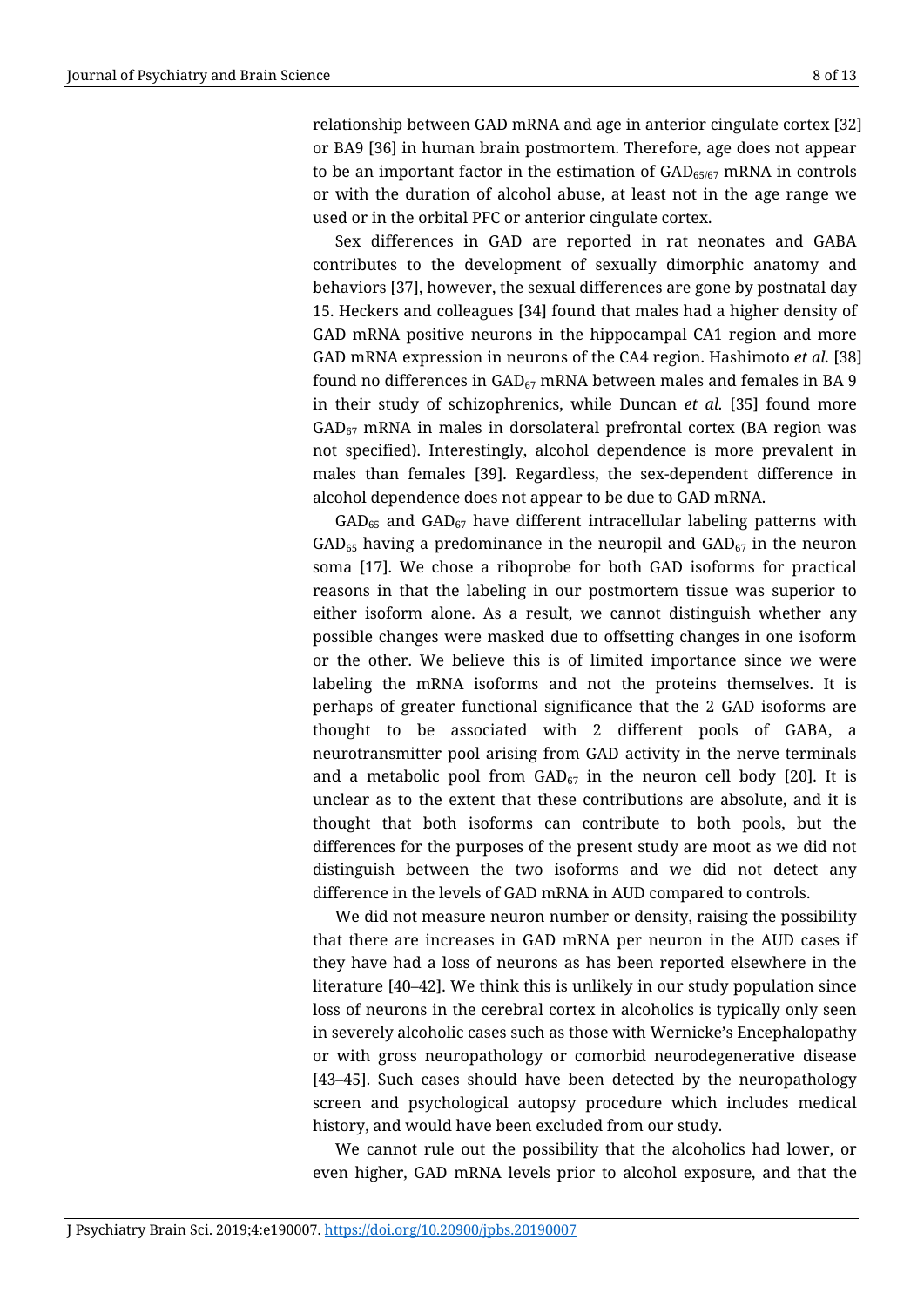relationship between GAD mRNA and age in anterior cingulate cortex [32] or BA9 [36] in human brain postmortem. Therefore, age does not appear to be an important factor in the estimation of $GAD_{65/67}$ mRNA in controls or with the duration of alcohol abuse, at least not in the age range we used or in the orbital PFC or anterior cingulate cortex.

Sex differences in GAD are reported in rat neonates and GABA contributes to the development of sexually dimorphic anatomy and behaviors [37], however, the sexual differences are gone by postnatal day 15. Heckers and colleagues [34] found that males had a higher density of GAD mRNA positive neurons in the hippocampal CA1 region and more GAD mRNA expression in neurons of the CA4 region. Hashimoto *et al.* [38] found no differences in $GAD_{67}$ mRNA between males and females in BA 9 in their study of schizophrenics, while Duncan *et al.* [35] found more $GAD_{67}$ mRNA in males in dorsolateral prefrontal cortex (BA region was not specified). Interestingly, alcohol dependence is more prevalent in males than females [39]. Regardless, the sex-dependent difference in alcohol dependence does not appear to be due to GAD mRNA.

$GAD_{65}$ and $GAD_{67}$ have different intracellular labeling patterns with $GAD_{65}$ having a predominance in the neuropil and $GAD_{67}$ in the neuron soma [17]. We chose a riboprobe for both GAD isoforms for practical reasons in that the labeling in our postmortem tissue was superior to either isoform alone. As a result, we cannot distinguish whether any possible changes were masked due to offsetting changes in one isoform or the other. We believe this is of limited importance since we were labeling the mRNA isoforms and not the proteins themselves. It is perhaps of greater functional significance that the 2 GAD isoforms are thought to be associated with 2 different pools of GABA, a neurotransmitter pool arising from GAD activity in the nerve terminals and a metabolic pool from $GAD_{67}$ in the neuron cell body [20]. It is unclear as to the extent that these contributions are absolute, and it is thought that both isoforms can contribute to both pools, but the differences for the purposes of the present study are moot as we did not distinguish between the two isoforms and we did not detect any difference in the levels of GAD mRNA in AUD compared to controls.

We did not measure neuron number or density, raising the possibility that there are increases in GAD mRNA per neuron in the AUD cases if they have had a loss of neurons as has been reported elsewhere in the literature [40–42]. We think this is unlikely in our study population since loss of neurons in the cerebral cortex in alcoholics is typically only seen in severely alcoholic cases such as those with Wernicke's Encephalopathy or with gross neuropathology or comorbid neurodegenerative disease [43–45]. Such cases should have been detected by the neuropathology screen and psychological autopsy procedure which includes medical history, and would have been excluded from our study.

We cannot rule out the possibility that the alcoholics had lower, or even higher, GAD mRNA levels prior to alcohol exposure, and that the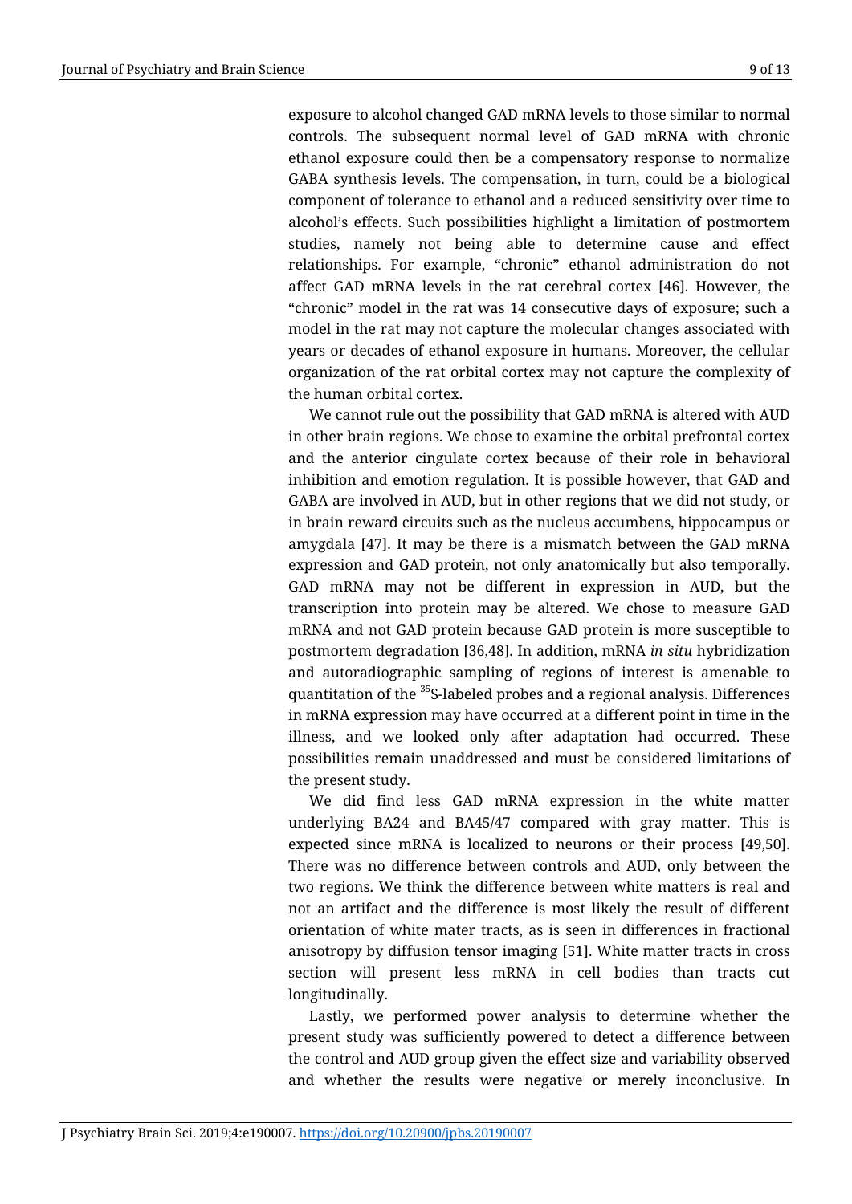exposure to alcohol changed GAD mRNA levels to those similar to normal controls. The subsequent normal level of GAD mRNA with chronic ethanol exposure could then be a compensatory response to normalize GABA synthesis levels. The compensation, in turn, could be a biological component of tolerance to ethanol and a reduced sensitivity over time to alcohol's effects. Such possibilities highlight a limitation of postmortem studies, namely not being able to determine cause and effect relationships. For example, "chronic" ethanol administration do not affect GAD mRNA levels in the rat cerebral cortex [46]. However, the "chronic" model in the rat was 14 consecutive days of exposure; such a model in the rat may not capture the molecular changes associated with years or decades of ethanol exposure in humans. Moreover, the cellular organization of the rat orbital cortex may not capture the complexity of the human orbital cortex.

We cannot rule out the possibility that GAD mRNA is altered with AUD in other brain regions. We chose to examine the orbital prefrontal cortex and the anterior cingulate cortex because of their role in behavioral inhibition and emotion regulation. It is possible however, that GAD and GABA are involved in AUD, but in other regions that we did not study, or in brain reward circuits such as the nucleus accumbens, hippocampus or amygdala [47]. It may be there is a mismatch between the GAD mRNA expression and GAD protein, not only anatomically but also temporally. GAD mRNA may not be different in expression in AUD, but the transcription into protein may be altered. We chose to measure GAD mRNA and not GAD protein because GAD protein is more susceptible to postmortem degradation [36,48]. In addition, mRNA *in situ* hybridization and autoradiographic sampling of regions of interest is amenable to quantitation of the $^{35}$S-labeled probes and a regional analysis. Differences in mRNA expression may have occurred at a different point in time in the illness, and we looked only after adaptation had occurred. These possibilities remain unaddressed and must be considered limitations of the present study.

We did find less GAD mRNA expression in the white matter underlying BA24 and BA45/47 compared with gray matter. This is expected since mRNA is localized to neurons or their process [49,50]. There was no difference between controls and AUD, only between the two regions. We think the difference between white matters is real and not an artifact and the difference is most likely the result of different orientation of white mater tracts, as is seen in differences in fractional anisotropy by diffusion tensor imaging [51]. White matter tracts in cross section will present less mRNA in cell bodies than tracts cut longitudinally.

Lastly, we performed power analysis to determine whether the present study was sufficiently powered to detect a difference between the control and AUD group given the effect size and variability observed and whether the results were negative or merely inconclusive. In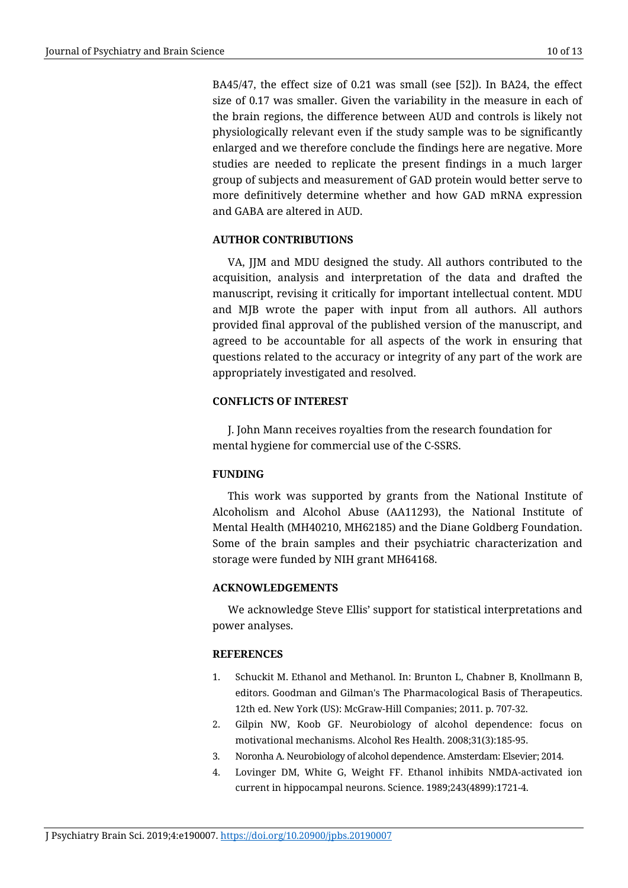BA45/47, the effect size of 0.21 was small (see [52]). In BA24, the effect size of 0.17 was smaller. Given the variability in the measure in each of the brain regions, the difference between AUD and controls is likely not physiologically relevant even if the study sample was to be significantly enlarged and we therefore conclude the findings here are negative. More studies are needed to replicate the present findings in a much larger group of subjects and measurement of GAD protein would better serve to more definitively determine whether and how GAD mRNA expression and GABA are altered in AUD.

## AUTHOR CONTRIBUTIONS

VA, JJM and MDU designed the study. All authors contributed to the acquisition, analysis and interpretation of the data and drafted the manuscript, revising it critically for important intellectual content. MDU and MJB wrote the paper with input from all authors. All authors provided final approval of the published version of the manuscript, and agreed to be accountable for all aspects of the work in ensuring that questions related to the accuracy or integrity of any part of the work are appropriately investigated and resolved.

## CONFLICTS OF INTEREST

J. John Mann receives royalties from the research foundation for mental hygiene for commercial use of the C-SSRS.

## FUNDING

This work was supported by grants from the National Institute of Alcoholism and Alcohol Abuse (AA11293), the National Institute of Mental Health (MH40210, MH62185) and the Diane Goldberg Foundation. Some of the brain samples and their psychiatric characterization and storage were funded by NIH grant MH64168.

## ACKNOWLEDGEMENTS

We acknowledge Steve Ellis' support for statistical interpretations and power analyses.

## REFERENCES

1. Schuckit M. Ethanol and Methanol. In: Brunton L, Chabner B, Knollmann B, editors. Goodman and Gilman's The Pharmacological Basis of Therapeutics. 12th ed. New York (US): McGraw-Hill Companies; 2011. p. 707-32.
2. Gilpin NW, Koob GF. Neurobiology of alcohol dependence: focus on motivational mechanisms. Alcohol Res Health. 2008;31(3):185-95.
3. Noronha A. Neurobiology of alcohol dependence. Amsterdam: Elsevier; 2014.
4. Lovinger DM, White G, Weight FF. Ethanol inhibits NMDA-activated ion current in hippocampal neurons. Science. 1989;243(4899):1721-4.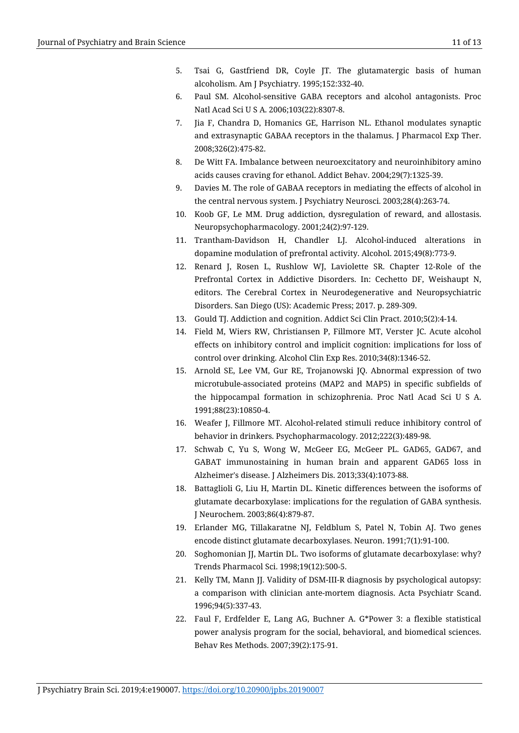5. Tsai G, Gastfriend DR, Coyle JT. The glutamatergic basis of human alcoholism. Am J Psychiatry. 1995;152:332-40.
6. Paul SM. Alcohol-sensitive GABA receptors and alcohol antagonists. Proc Natl Acad Sci U S A. 2006;103(22):8307-8.
7. Jia F, Chandra D, Homanics GE, Harrison NL. Ethanol modulates synaptic and extrasynaptic GABAA receptors in the thalamus. J Pharmacol Exp Ther. 2008;326(2):475-82.
8. De Witt FA. Imbalance between neuroexcitatory and neuroinhibitory amino acids causes craving for ethanol. Addict Behav. 2004;29(7):1325-39.
9. Davies M. The role of GABAA receptors in mediating the effects of alcohol in the central nervous system. J Psychiatry Neurosci. 2003;28(4):263-74.
10. Koob GF, Le MM. Drug addiction, dysregulation of reward, and allostasis. Neuropsychopharmacology. 2001;24(2):97-129.
11. Trantham-Davidson H, Chandler LJ. Alcohol-induced alterations in dopamine modulation of prefrontal activity. Alcohol. 2015;49(8):773-9.
12. Renard J, Rosen L, Rushlow WJ, Laviolette SR. Chapter 12-Role of the Prefrontal Cortex in Addictive Disorders. In: Cechetto DF, Weishaupt N, editors. The Cerebral Cortex in Neurodegenerative and Neuropsychiatric Disorders. San Diego (US): Academic Press; 2017. p. 289-309.
13. Gould TJ. Addiction and cognition. Addict Sci Clin Pract. 2010;5(2):4-14.
14. Field M, Wiers RW, Christiansen P, Fillmore MT, Verster JC. Acute alcohol effects on inhibitory control and implicit cognition: implications for loss of control over drinking. Alcohol Clin Exp Res. 2010;34(8):1346-52.
15. Arnold SE, Lee VM, Gur RE, Trojanowski JQ. Abnormal expression of two microtubule-associated proteins (MAP2 and MAP5) in specific subfields of the hippocampal formation in schizophrenia. Proc Natl Acad Sci U S A. 1991;88(23):10850-4.
16. Weafer J, Fillmore MT. Alcohol-related stimuli reduce inhibitory control of behavior in drinkers. Psychopharmacology. 2012;222(3):489-98.
17. Schwab C, Yu S, Wong W, McGeer EG, McGeer PL. GAD65, GAD67, and GABAT immunostaining in human brain and apparent GAD65 loss in Alzheimer's disease. J Alzheimers Dis. 2013;33(4):1073-88.
18. Battaglioli G, Liu H, Martin DL. Kinetic differences between the isoforms of glutamate decarboxylase: implications for the regulation of GABA synthesis. J Neurochem. 2003;86(4):879-87.
19. Erlander MG, Tillakaratne NJ, Feldblum S, Patel N, Tobin AJ. Two genes encode distinct glutamate decarboxylases. Neuron. 1991;7(1):91-100.
20. Soghomonian JJ, Martin DL. Two isoforms of glutamate decarboxylase: why? Trends Pharmacol Sci. 1998;19(12):500-5.
21. Kelly TM, Mann JJ. Validity of DSM-III-R diagnosis by psychological autopsy: a comparison with clinician ante-mortem diagnosis. Acta Psychiatr Scand. 1996;94(5):337-43.
22. Faul F, Erdfelder E, Lang AG, Buchner A. G*Power 3: a flexible statistical power analysis program for the social, behavioral, and biomedical sciences. Behav Res Methods. 2007;39(2):175-91.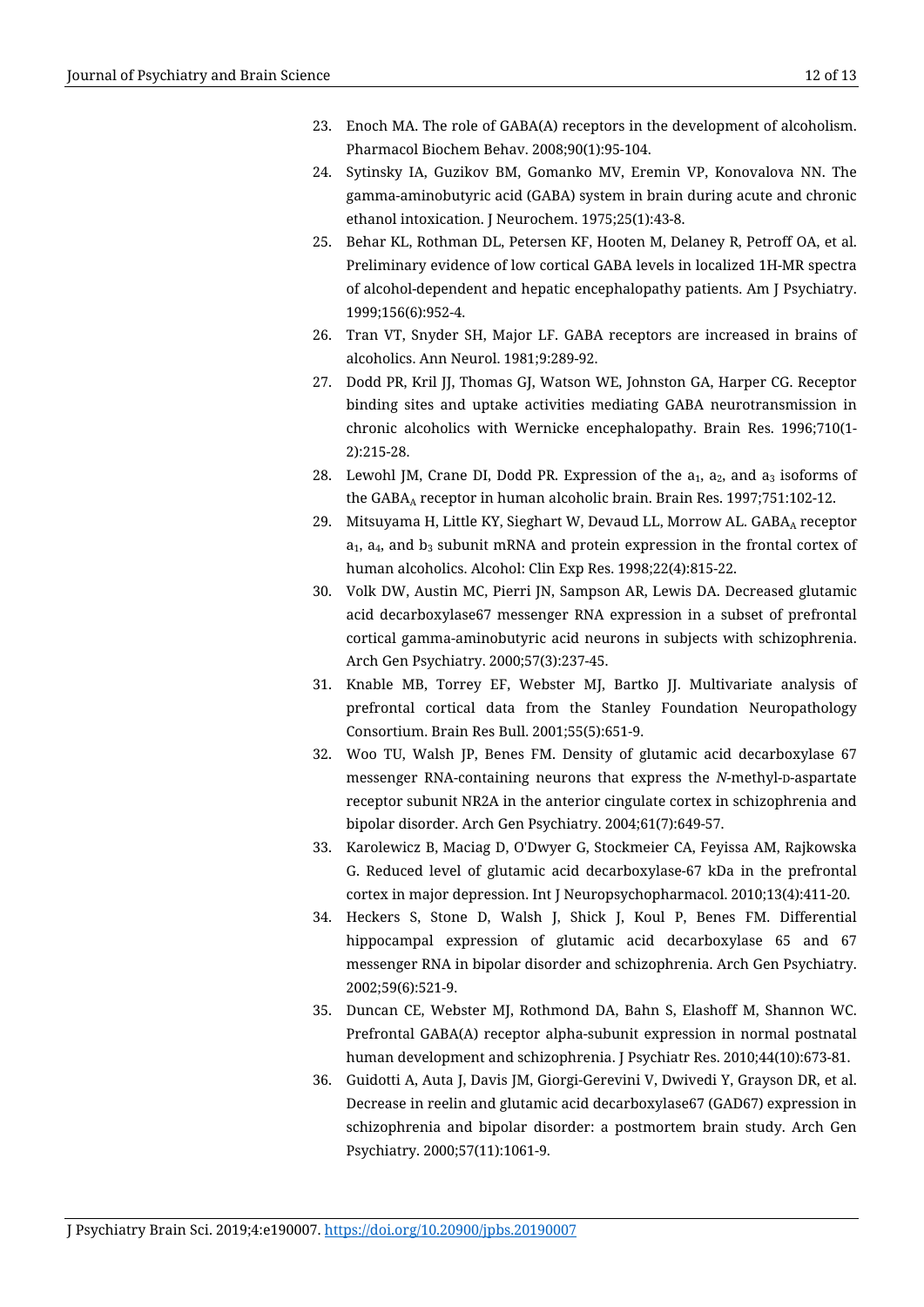23. Enoch MA. The role of GABA(A) receptors in the development of alcoholism. Pharmacol Biochem Behav. 2008;90(1):95-104.
24. Sytinsky IA, Guzikov BM, Gomanko MV, Eremin VP, Konovalova NN. The gamma-aminobutyric acid (GABA) system in brain during acute and chronic ethanol intoxication. J Neurochem. 1975;25(1):43-8.
25. Behar KL, Rothman DL, Petersen KF, Hooten M, Delaney R, Petroff OA, et al. Preliminary evidence of low cortical GABA levels in localized 1H-MR spectra of alcohol-dependent and hepatic encephalopathy patients. Am J Psychiatry. 1999;156(6):952-4.
26. Tran VT, Snyder SH, Major LF. GABA receptors are increased in brains of alcoholics. Ann Neurol. 1981;9:289-92.
27. Dodd PR, Kril JJ, Thomas GJ, Watson WE, Johnston GA, Harper CG. Receptor binding sites and uptake activities mediating GABA neurotransmission in chronic alcoholics with Wernicke encephalopathy. Brain Res. 1996;710(1-2):215-28.
28. Lewohl JM, Crane DI, Dodd PR. Expression of the $a_1$, $a_2$, and $a_3$ isoforms of the $GABA_A$ receptor in human alcoholic brain. Brain Res. 1997;751:102-12.
29. Mitsuyama H, Little KY, Sieghart W, Devaud LL, Morrow AL. $GABA_A$ receptor $a_1$, $a_4$, and $b_3$ subunit mRNA and protein expression in the frontal cortex of human alcoholics. Alcohol: Clin Exp Res. 1998;22(4):815-22.
30. Volk DW, Austin MC, Pierri JN, Sampson AR, Lewis DA. Decreased glutamic acid decarboxylase67 messenger RNA expression in a subset of prefrontal cortical gamma-aminobutyric acid neurons in subjects with schizophrenia. Arch Gen Psychiatry. 2000;57(3):237-45.
31. Knable MB, Torrey EF, Webster MJ, Bartko JJ. Multivariate analysis of prefrontal cortical data from the Stanley Foundation Neuropathology Consortium. Brain Res Bull. 2001;55(5):651-9.
32. Woo TU, Walsh JP, Benes FM. Density of glutamic acid decarboxylase 67 messenger RNA-containing neurons that express the *N*-methyl-D-aspartate receptor subunit NR2A in the anterior cingulate cortex in schizophrenia and bipolar disorder. Arch Gen Psychiatry. 2004;61(7):649-57.
33. Karolewicz B, Maciag D, O'Dwyer G, Stockmeier CA, Feyissa AM, Rajkowska G. Reduced level of glutamic acid decarboxylase-67 kDa in the prefrontal cortex in major depression. Int J Neuropsychopharmacol. 2010;13(4):411-20.
34. Heckers S, Stone D, Walsh J, Shick J, Koul P, Benes FM. Differential hippocampal expression of glutamic acid decarboxylase 65 and 67 messenger RNA in bipolar disorder and schizophrenia. Arch Gen Psychiatry. 2002;59(6):521-9.
35. Duncan CE, Webster MJ, Rothmond DA, Bahn S, Elashoff M, Shannon WC. Prefrontal GABA(A) receptor alpha-subunit expression in normal postnatal human development and schizophrenia. J Psychiatr Res. 2010;44(10):673-81.
36. Guidotti A, Auta J, Davis JM, Giorgi-Gerevini V, Dwivedi Y, Grayson DR, et al. Decrease in reelin and glutamic acid decarboxylase67 (GAD67) expression in schizophrenia and bipolar disorder: a postmortem brain study. Arch Gen Psychiatry. 2000;57(11):1061-9.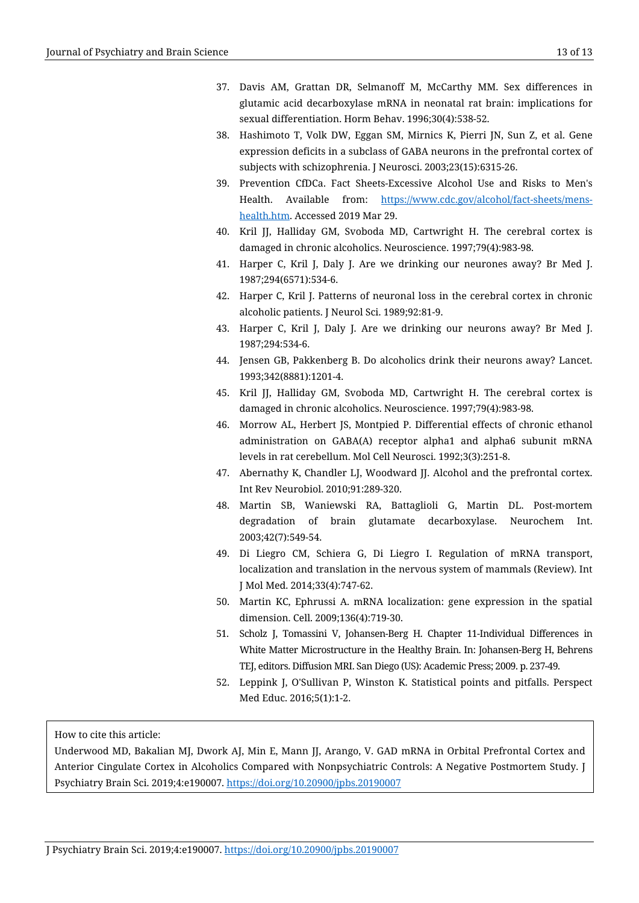37. Davis AM, Grattan DR, Selmanoff M, McCarthy MM. Sex differences in glutamic acid decarboxylase mRNA in neonatal rat brain: implications for sexual differentiation. Horm Behav. 1996;30(4):538-52.
38. Hashimoto T, Volk DW, Eggan SM, Mirnics K, Pierri JN, Sun Z, et al. Gene expression deficits in a subclass of GABA neurons in the prefrontal cortex of subjects with schizophrenia. J Neurosci. 2003;23(15):6315-26.
39. Prevention CfDCa. Fact Sheets-Excessive Alcohol Use and Risks to Men's Health. Available from: https://www.cdc.gov/alcohol/fact-sheets/mens-health.htm. Accessed 2019 Mar 29.
40. Kril JJ, Halliday GM, Svoboda MD, Cartwright H. The cerebral cortex is damaged in chronic alcoholics. Neuroscience. 1997;79(4):983-98.
41. Harper C, Kril J, Daly J. Are we drinking our neurones away? Br Med J. 1987;294(6571):534-6.
42. Harper C, Kril J. Patterns of neuronal loss in the cerebral cortex in chronic alcoholic patients. J Neurol Sci. 1989;92:81-9.
43. Harper C, Kril J, Daly J. Are we drinking our neurons away? Br Med J. 1987;294:534-6.
44. Jensen GB, Pakkenberg B. Do alcoholics drink their neurons away? Lancet. 1993;342(8881):1201-4.
45. Kril JJ, Halliday GM, Svoboda MD, Cartwright H. The cerebral cortex is damaged in chronic alcoholics. Neuroscience. 1997;79(4):983-98.
46. Morrow AL, Herbert JS, Montpied P. Differential effects of chronic ethanol administration on GABA(A) receptor alpha1 and alpha6 subunit mRNA levels in rat cerebellum. Mol Cell Neurosci. 1992;3(3):251-8.
47. Abernathy K, Chandler LJ, Woodward JJ. Alcohol and the prefrontal cortex. Int Rev Neurobiol. 2010;91:289-320.
48. Martin SB, Waniewski RA, Battaglioli G, Martin DL. Post-mortem degradation of brain glutamate decarboxylase. Neurochem Int. 2003;42(7):549-54.
49. Di Liegro CM, Schiera G, Di Liegro I. Regulation of mRNA transport, localization and translation in the nervous system of mammals (Review). Int J Mol Med. 2014;33(4):747-62.
50. Martin KC, Ephrussi A. mRNA localization: gene expression in the spatial dimension. Cell. 2009;136(4):719-30.
51. Scholz J, Tomassini V, Johansen-Berg H. Chapter 11-Individual Differences in White Matter Microstructure in the Healthy Brain. In: Johansen-Berg H, Behrens TEJ, editors. Diffusion MRI. San Diego (US): Academic Press; 2009. p. 237-49.
52. Leppink J, O'Sullivan P, Winston K. Statistical points and pitfalls. Perspect Med Educ. 2016;5(1):1-2.

How to cite this article:
Underwood MD, Bakalian MJ, Dwork AJ, Min E, Mann JJ, Arango, V. GAD mRNA in Orbital Prefrontal Cortex and Anterior Cingulate Cortex in Alcoholics Compared with Nonpsychiatric Controls: A Negative Postmortem Study. J Psychiatry Brain Sci. 2019;4:e190007. https://doi.org/10.20900/jpbs.20190007